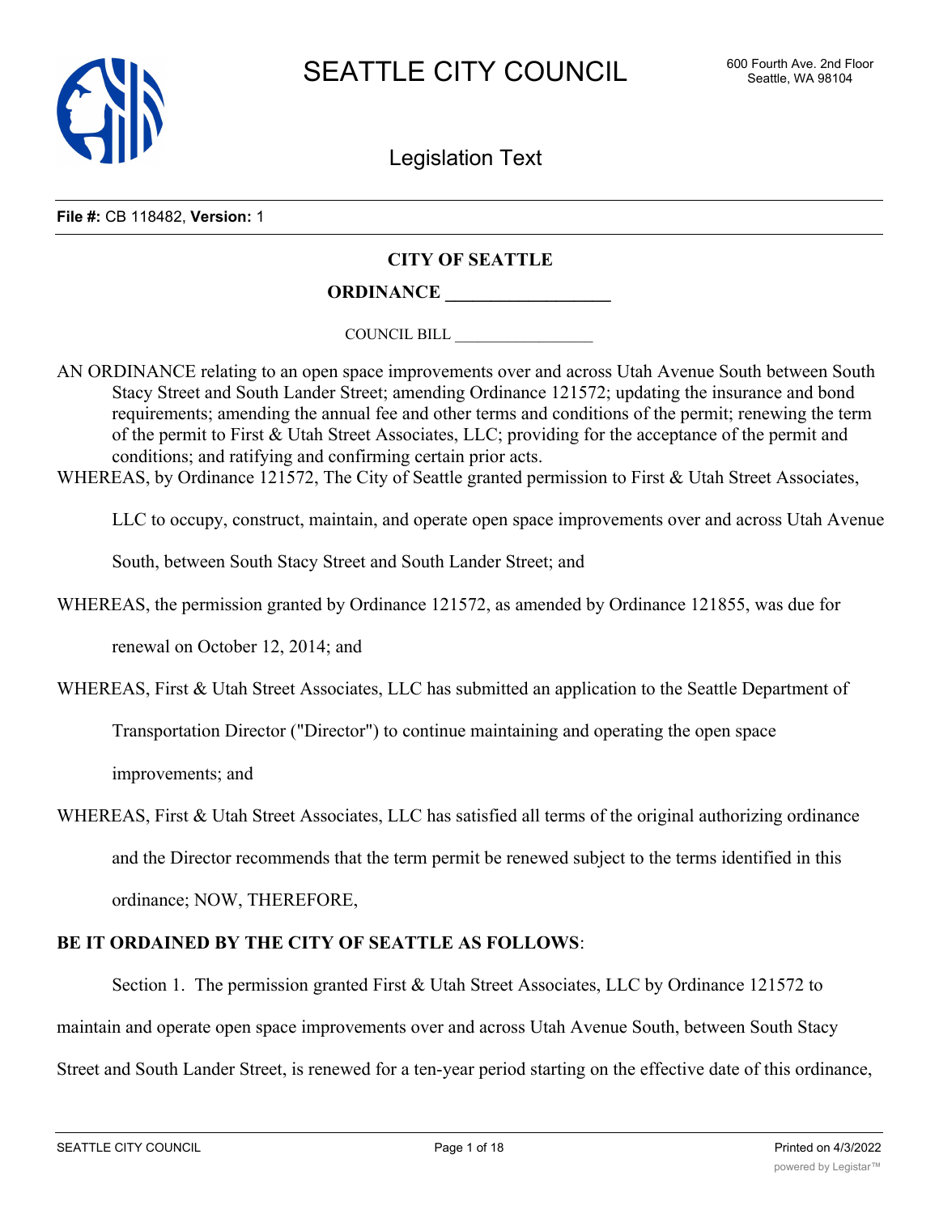# SEATTLE CITY COUNCIL

600 Fourth Ave. 2nd Floor
Seattle, WA 98104

## Legislation Text

**File #:** CB 118482, **Version:** 1

**CITY OF SEATTLE**

**ORDINANCE \_\_\_\_\_\_\_\_\_\_\_\_\_\_\_\_\_\_**

COUNCIL BILL \_\_\_\_\_\_\_\_\_\_\_\_\_\_\_\_\_\_

AN ORDINANCE relating to an open space improvements over and across Utah Avenue South between South Stacy Street and South Lander Street; amending Ordinance 121572; updating the insurance and bond requirements; amending the annual fee and other terms and conditions of the permit; renewing the term of the permit to First & Utah Street Associates, LLC; providing for the acceptance of the permit and conditions; and ratifying and confirming certain prior acts.

WHEREAS, by Ordinance 121572, The City of Seattle granted permission to First & Utah Street Associates, LLC to occupy, construct, maintain, and operate open space improvements over and across Utah Avenue South, between South Stacy Street and South Lander Street; and

WHEREAS, the permission granted by Ordinance 121572, as amended by Ordinance 121855, was due for renewal on October 12, 2014; and

WHEREAS, First & Utah Street Associates, LLC has submitted an application to the Seattle Department of Transportation Director ("Director") to continue maintaining and operating the open space improvements; and

WHEREAS, First & Utah Street Associates, LLC has satisfied all terms of the original authorizing ordinance and the Director recommends that the term permit be renewed subject to the terms identified in this ordinance; NOW, THEREFORE,

**BE IT ORDAINED BY THE CITY OF SEATTLE AS FOLLOWS**:

Section 1. The permission granted First & Utah Street Associates, LLC by Ordinance 121572 to maintain and operate open space improvements over and across Utah Avenue South, between South Stacy Street and South Lander Street, is renewed for a ten-year period starting on the effective date of this ordinance,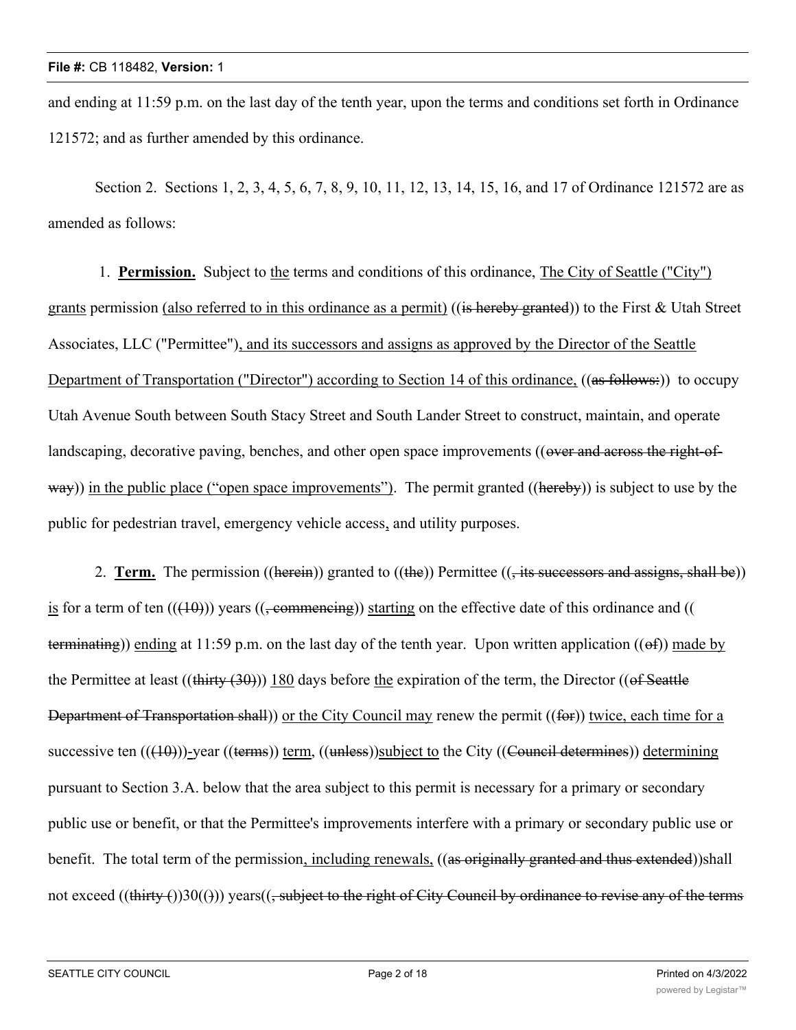and ending at 11:59 p.m. on the last day of the tenth year, upon the terms and conditions set forth in Ordinance 121572; and as further amended by this ordinance.

Section 2. Sections 1, 2, 3, 4, 5, 6, 7, 8, 9, 10, 11, 12, 13, 14, 15, 16, and 17 of Ordinance 121572 are as amended as follows:

1. **Permission.** Subject to the terms and conditions of this ordinance, The City of Seattle ("City") grants permission (also referred to in this ordinance as a permit) ((~~is hereby granted~~)) to the First & Utah Street Associates, LLC ("Permittee"), and its successors and assigns as approved by the Director of the Seattle Department of Transportation ("Director") according to Section 14 of this ordinance, ((~~as follows:~~)) to occupy Utah Avenue South between South Stacy Street and South Lander Street to construct, maintain, and operate landscaping, decorative paving, benches, and other open space improvements ((~~over and across the right-of-way~~)) in the public place ("open space improvements"). The permit granted ((~~hereby~~)) is subject to use by the public for pedestrian travel, emergency vehicle access, and utility purposes.

2. **Term.** The permission ((~~herein~~)) granted to ((~~the~~)) Permittee ((~~, its successors and assigns, shall be~~)) is for a term of ten ((~~(10)~~)) years ((~~, commencing~~)) starting on the effective date of this ordinance and ((~~terminating~~)) ending at 11:59 p.m. on the last day of the tenth year. Upon written application ((~~of~~)) made by the Permittee at least ((~~thirty (30)~~)) 180 days before the expiration of the term, the Director ((~~of Seattle Department of Transportation shall~~)) or the City Council may renew the permit ((~~for~~)) twice, each time for a successive ten ((~~(10)~~))-year ((~~terms~~)) term, ((~~unless~~))subject to the City ((~~Council determines~~)) determining pursuant to Section 3.A. below that the area subject to this permit is necessary for a primary or secondary public use or benefit, or that the Permittee's improvements interfere with a primary or secondary public use or benefit. The total term of the permission, including renewals, ((~~as originally granted and thus extended~~))shall not exceed ((~~thirty (~~))30((~~)~~)) years((~~, subject to the right of City Council by ordinance to revise any of the terms~~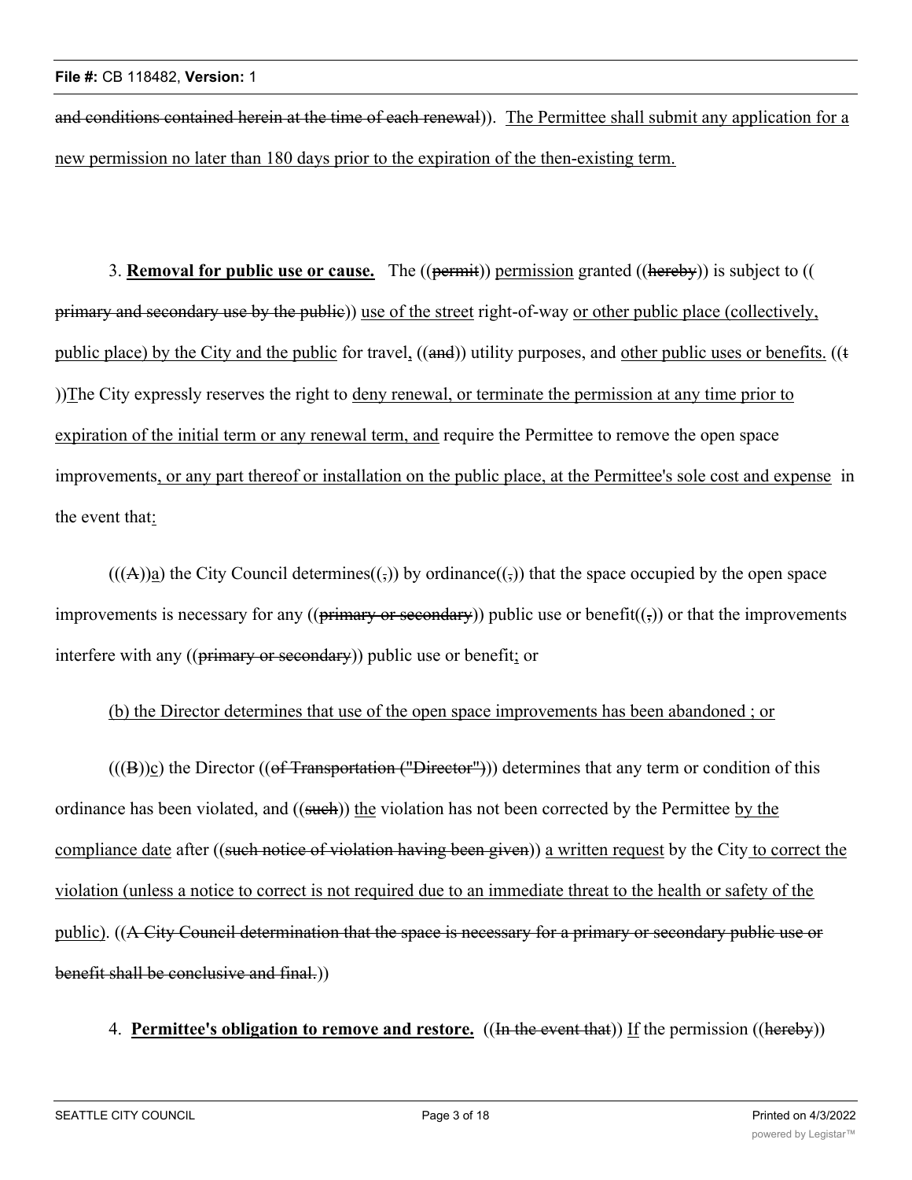and conditions contained herein at the time of each renewal)). The Permittee shall submit any application for a new permission no later than 180 days prior to the expiration of the then-existing term.

3. **Removal for public use or cause.** The ((permit)) permission granted ((hereby)) is subject to ((primary and secondary use by the public)) use of the street right-of-way or other public place (collectively, public place) by the City and the public for travel, ((and)) utility purposes, and other public uses or benefits. ((t))The City expressly reserves the right to deny renewal, or terminate the permission at any time prior to expiration of the initial term or any renewal term, and require the Permittee to remove the open space improvements, or any part thereof or installation on the public place, at the Permittee's sole cost and expense in the event that:

(((A))a) the City Council determines((,)) by ordinance((,)) that the space occupied by the open space improvements is necessary for any ((primary or secondary)) public use or benefit((,)) or that the improvements interfere with any ((primary or secondary)) public use or benefit; or

(b) the Director determines that use of the open space improvements has been abandoned ; or

(((B))c) the Director ((of Transportation ("Director"))) determines that any term or condition of this ordinance has been violated, and ((such)) the violation has not been corrected by the Permittee by the compliance date after ((such notice of violation having been given)) a written request by the City to correct the violation (unless a notice to correct is not required due to an immediate threat to the health or safety of the public). ((A City Council determination that the space is necessary for a primary or secondary public use or benefit shall be conclusive and final.))

4. **Permittee's obligation to remove and restore.** ((In the event that)) If the permission ((hereby))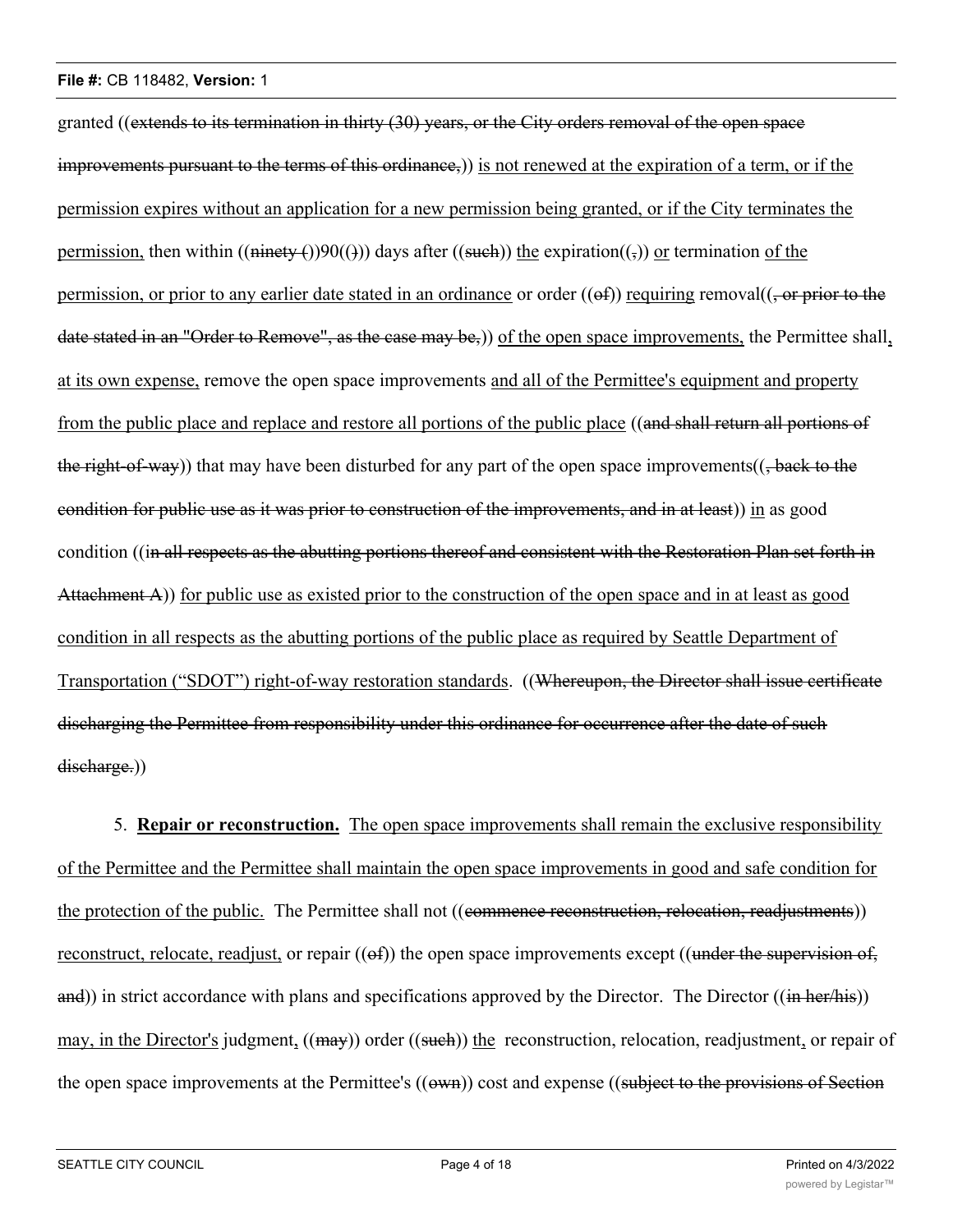granted ((~~extends to its termination in thirty (30) years, or the City orders removal of the open space improvements pursuant to the terms of this ordinance,~~)) <u>is not renewed at the expiration of a term, or if the permission expires without an application for a new permission being granted, or if the City terminates the permission,</u> then within ((~~ninety (~~))<u>90</u>((~~)~~)) days after ((~~such~~)) <u>the</u> expiration((~~,~~)) <u>or</u> termination <u>of the permission, or prior to any earlier date stated in an ordinance</u> or order ((~~of~~)) <u>requiring</u> removal((~~, or prior to the date stated in an "Order to Remove", as the case may be,~~)) <u>of the open space improvements,</u> the Permittee shall<u>, at its own expense,</u> remove the open space improvements <u>and all of the Permittee's equipment and property from the public place and replace and restore all portions of the public place</u> ((~~and shall return all portions of the right-of-way~~)) that may have been disturbed for any part of the open space improvements((~~, back to the condition for public use as it was prior to construction of the improvements, and in at least~~)) <u>in</u> as good condition ((~~in all respects as the abutting portions thereof and consistent with the Restoration Plan set forth in Attachment A~~)) <u>for public use as existed prior to the construction of the open space and in at least as good condition in all respects as the abutting portions of the public place as required by Seattle Department of Transportation ("SDOT") right-of-way restoration standards</u>. ((~~Whereupon, the Director shall issue certificate discharging the Permittee from responsibility under this ordinance for occurrence after the date of such discharge.~~))

5. <u>**Repair or reconstruction.**</u> <u>The open space improvements shall remain the exclusive responsibility of the Permittee and the Permittee shall maintain the open space improvements in good and safe condition for the protection of the public.</u> The Permittee shall not ((~~commence reconstruction, relocation, readjustments~~)) <u>reconstruct, relocate, readjust,</u> or repair ((~~of~~)) the open space improvements except ((~~under the supervision of, and~~)) in strict accordance with plans and specifications approved by the Director. The Director ((~~in her/his~~)) <u>may, in the Director's</u> judgment<u>,</u> ((~~may~~)) order ((~~such~~)) <u>the</u> reconstruction, relocation, readjustment<u>,</u> or repair of the open space improvements at the Permittee's ((~~own~~)) cost and expense ((~~subject to the provisions of Section~~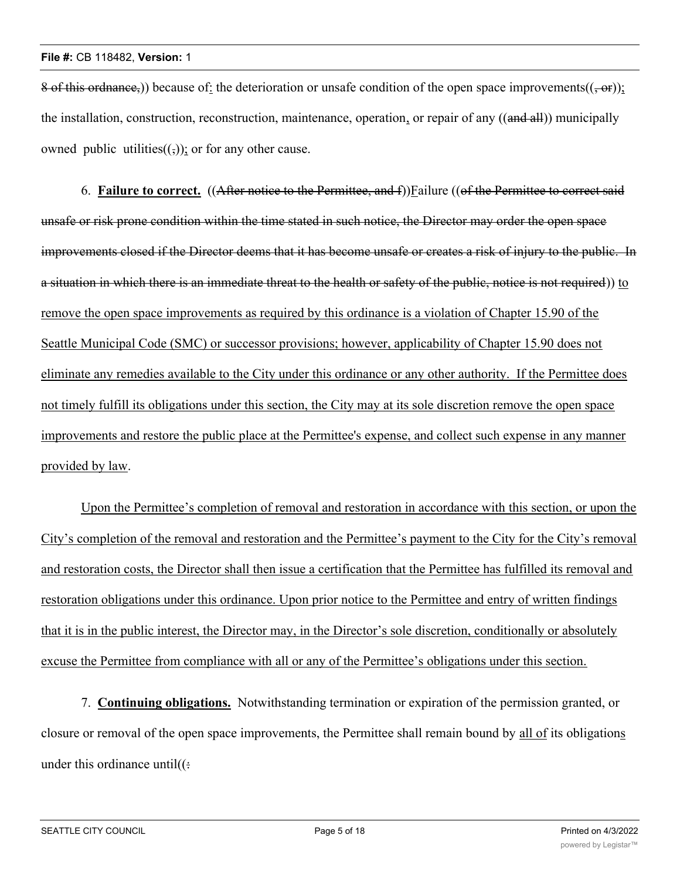8 of this ordnance,)) because of: the deterioration or unsafe condition of the open space improvements((, or)); the installation, construction, reconstruction, maintenance, operation, or repair of any ((and all)) municipally owned public utilities((,)); or for any other cause.

6. **Failure to correct.** ((After notice to the Permittee, and f))Failure ((of the Permittee to correct said unsafe or risk prone condition within the time stated in such notice, the Director may order the open space improvements closed if the Director deems that it has become unsafe or creates a risk of injury to the public. In a situation in which there is an immediate threat to the health or safety of the public, notice is not required)) to remove the open space improvements as required by this ordinance is a violation of Chapter 15.90 of the Seattle Municipal Code (SMC) or successor provisions; however, applicability of Chapter 15.90 does not eliminate any remedies available to the City under this ordinance or any other authority. If the Permittee does not timely fulfill its obligations under this section, the City may at its sole discretion remove the open space improvements and restore the public place at the Permittee's expense, and collect such expense in any manner provided by law.

Upon the Permittee's completion of removal and restoration in accordance with this section, or upon the City's completion of the removal and restoration and the Permittee's payment to the City for the City's removal and restoration costs, the Director shall then issue a certification that the Permittee has fulfilled its removal and restoration obligations under this ordinance. Upon prior notice to the Permittee and entry of written findings that it is in the public interest, the Director may, in the Director's sole discretion, conditionally or absolutely excuse the Permittee from compliance with all or any of the Permittee's obligations under this section.

7. **Continuing obligations.** Notwithstanding termination or expiration of the permission granted, or closure or removal of the open space improvements, the Permittee shall remain bound by all of its obligations under this ordinance until((: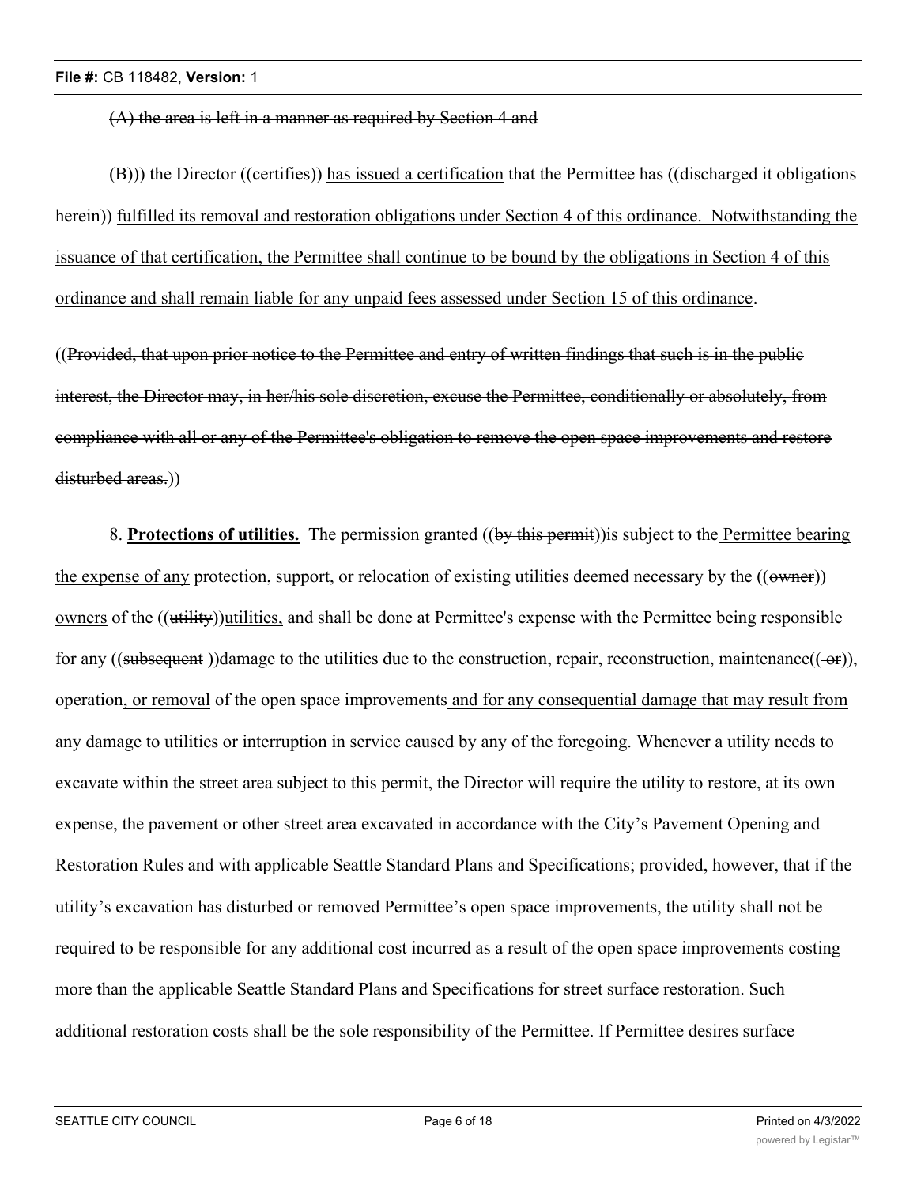~~(A) the area is left in a manner as required by Section 4 and~~

~~(B)~~)) the Director ((~~certifies~~)) <u>has issued a certification</u> that the Permittee has ((~~discharged it obligations herein~~)) <u>fulfilled its removal and restoration obligations under Section 4 of this ordinance. Notwithstanding the issuance of that certification, the Permittee shall continue to be bound by the obligations in Section 4 of this ordinance and shall remain liable for any unpaid fees assessed under Section 15 of this ordinance</u>.

((~~Provided, that upon prior notice to the Permittee and entry of written findings that such is in the public interest, the Director may, in her/his sole discretion, excuse the Permittee, conditionally or absolutely, from compliance with all or any of the Permittee's obligation to remove the open space improvements and restore disturbed areas.~~))

8. **<u>Protections of utilities.</u>** The permission granted ((~~by this permit~~))is subject to the <u>Permittee bearing the expense of any</u> protection, support, or relocation of existing utilities deemed necessary by the ((~~owner~~)) <u>owners</u> of the ((~~utility~~))<u>utilities,</u> and shall be done at Permittee's expense with the Permittee being responsible for any ((~~subsequent~~ ))damage to the utilities due to <u>the</u> construction, <u>repair, reconstruction,</u> maintenance((~~-or~~))<u>,</u> operation<u>, or removal</u> of the open space improvements <u>and for any consequential damage that may result from any damage to utilities or interruption in service caused by any of the foregoing.</u> Whenever a utility needs to excavate within the street area subject to this permit, the Director will require the utility to restore, at its own expense, the pavement or other street area excavated in accordance with the City's Pavement Opening and Restoration Rules and with applicable Seattle Standard Plans and Specifications; provided, however, that if the utility's excavation has disturbed or removed Permittee's open space improvements, the utility shall not be required to be responsible for any additional cost incurred as a result of the open space improvements costing more than the applicable Seattle Standard Plans and Specifications for street surface restoration. Such additional restoration costs shall be the sole responsibility of the Permittee. If Permittee desires surface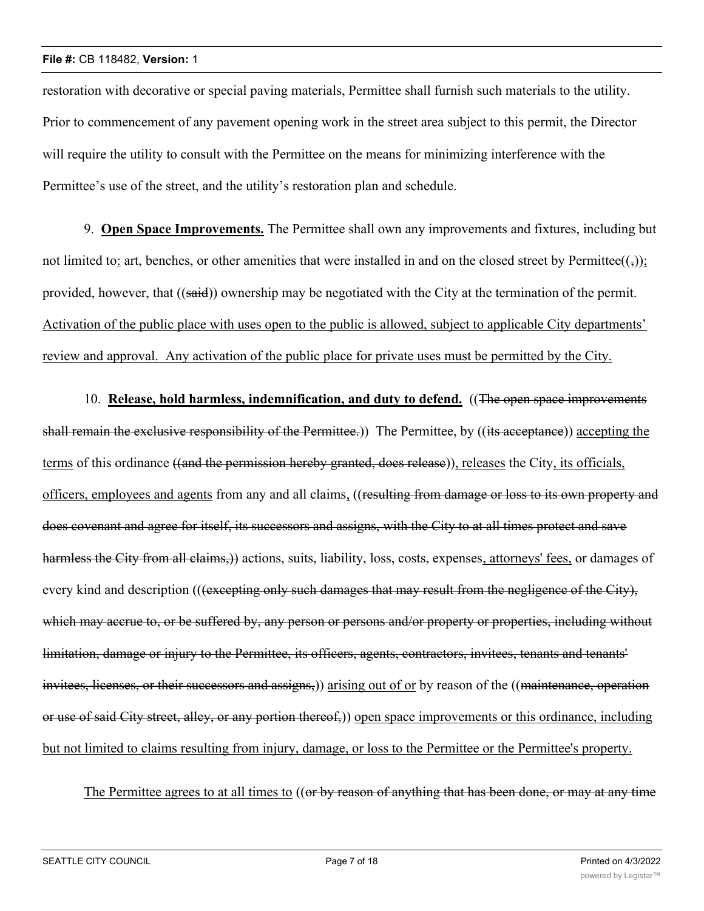restoration with decorative or special paving materials, Permittee shall furnish such materials to the utility. Prior to commencement of any pavement opening work in the street area subject to this permit, the Director will require the utility to consult with the Permittee on the means for minimizing interference with the Permittee's use of the street, and the utility's restoration plan and schedule.

9. **Open Space Improvements.** The Permittee shall own any improvements and fixtures, including but not limited to: art, benches, or other amenities that were installed in and on the closed street by Permittee((,)); provided, however, that ((said)) ownership may be negotiated with the City at the termination of the permit. Activation of the public place with uses open to the public is allowed, subject to applicable City departments' review and approval. Any activation of the public place for private uses must be permitted by the City.

10. **Release, hold harmless, indemnification, and duty to defend.** ((The open space improvements shall remain the exclusive responsibility of the Permittee.)) The Permittee, by ((its acceptance)) accepting the terms of this ordinance ((and the permission hereby granted, does release)), releases the City, its officials, officers, employees and agents from any and all claims, ((resulting from damage or loss to its own property and does covenant and agree for itself, its successors and assigns, with the City to at all times protect and save harmless the City from all claims,)) actions, suits, liability, loss, costs, expenses, attorneys' fees, or damages of every kind and description (((excepting only such damages that may result from the negligence of the City), which may accrue to, or be suffered by, any person or persons and/or property or properties, including without limitation, damage or injury to the Permittee, its officers, agents, contractors, invitees, tenants and tenants' invitees, licenses, or their successors and assigns,)) arising out of or by reason of the ((maintenance, operation or use of said City street, alley, or any portion thereof,)) open space improvements or this ordinance, including but not limited to claims resulting from injury, damage, or loss to the Permittee or the Permittee's property.

The Permittee agrees to at all times to ((or by reason of anything that has been done, or may at any time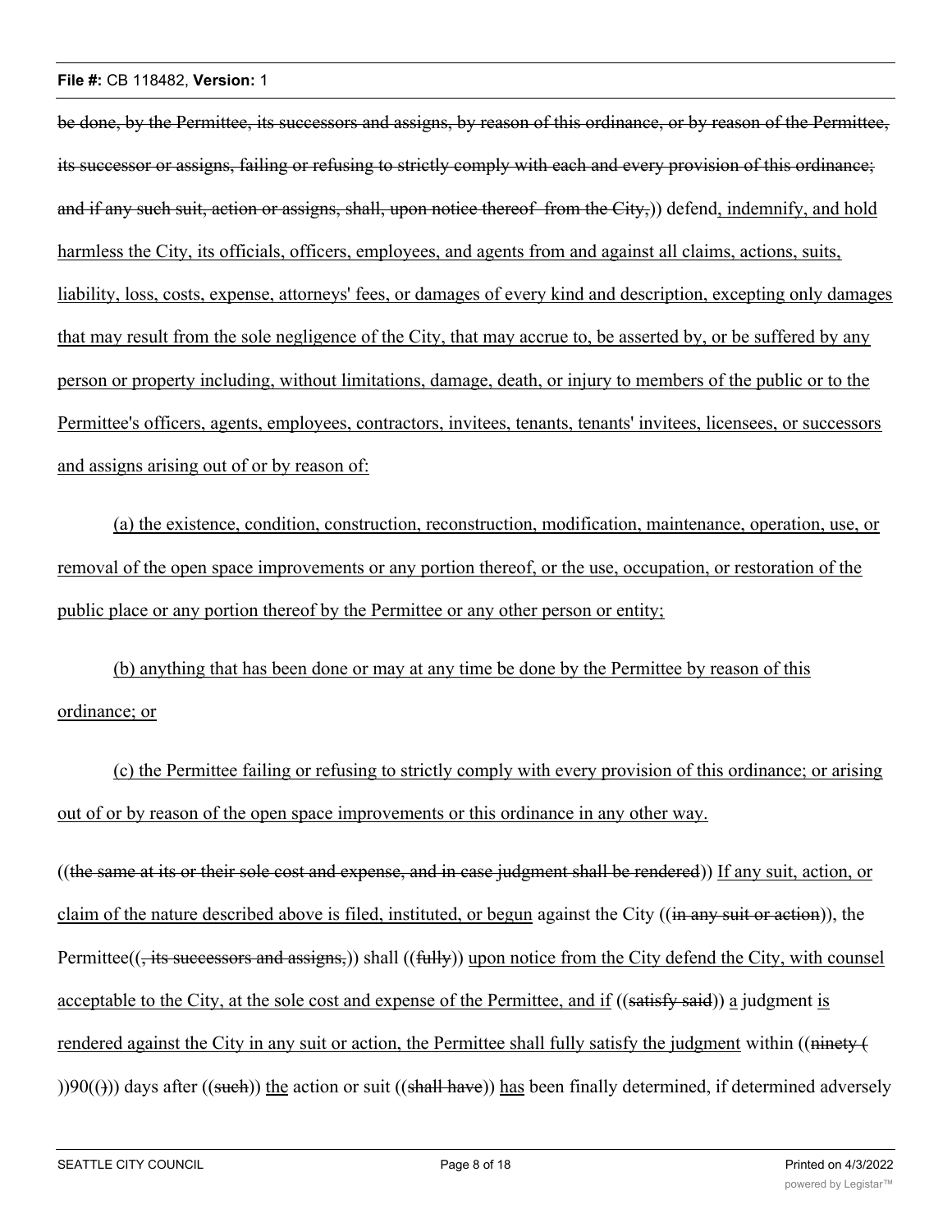be done, by the Permittee, its successors and assigns, by reason of this ordinance, or by reason of the Permittee, its successor or assigns, failing or refusing to strictly comply with each and every provision of this ordinance; and if any such suit, action or assigns, shall, upon notice thereof from the City,)) defend, indemnify, and hold harmless the City, its officials, officers, employees, and agents from and against all claims, actions, suits, liability, loss, costs, expense, attorneys' fees, or damages of every kind and description, excepting only damages that may result from the sole negligence of the City, that may accrue to, be asserted by, or be suffered by any person or property including, without limitations, damage, death, or injury to members of the public or to the Permittee's officers, agents, employees, contractors, invitees, tenants, tenants' invitees, licensees, or successors and assigns arising out of or by reason of:

(a) the existence, condition, construction, reconstruction, modification, maintenance, operation, use, or removal of the open space improvements or any portion thereof, or the use, occupation, or restoration of the public place or any portion thereof by the Permittee or any other person or entity;

(b) anything that has been done or may at any time be done by the Permittee by reason of this ordinance; or

(c) the Permittee failing or refusing to strictly comply with every provision of this ordinance; or arising out of or by reason of the open space improvements or this ordinance in any other way.

((the same at its or their sole cost and expense, and in case judgment shall be rendered)) If any suit, action, or claim of the nature described above is filed, instituted, or begun against the City ((in any suit or action)), the Permittee((, its successors and assigns,)) shall ((fully)) upon notice from the City defend the City, with counsel acceptable to the City, at the sole cost and expense of the Permittee, and if ((satisfy said)) a judgment is rendered against the City in any suit or action, the Permittee shall fully satisfy the judgment within ((ninety ( ))90(())) days after ((such)) the action or suit ((shall have)) has been finally determined, if determined adversely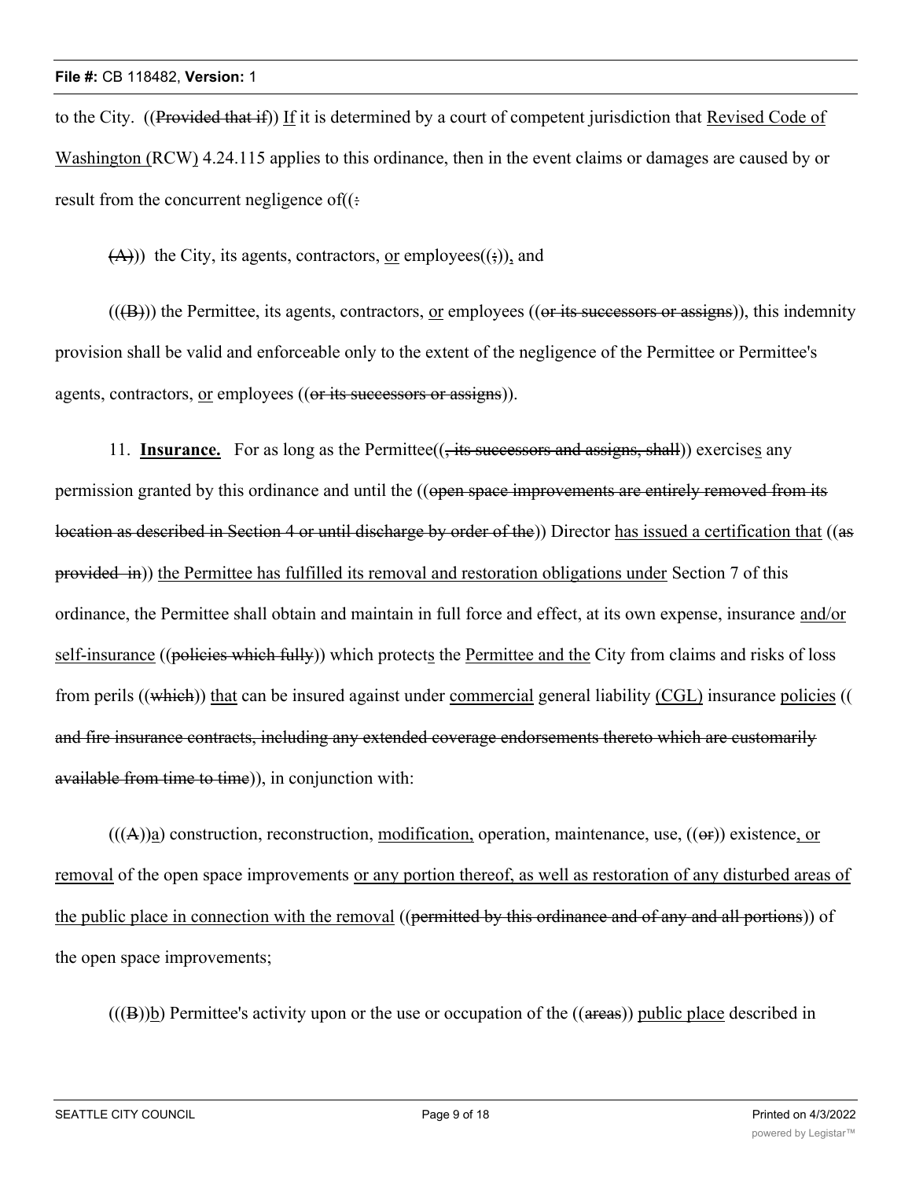to the City. ((~~Provided that if~~)) <u>If</u> it is determined by a court of competent jurisdiction that <u>Revised Code of Washington (</u>RCW<u>)</u> 4.24.115 applies to this ordinance, then in the event claims or damages are caused by or result from the concurrent negligence of((~~:~~

~~(A)~~)) the City, its agents, contractors, <u>or</u> employees((~~;~~))<u>,</u> and

((~~(B)~~)) the Permittee, its agents, contractors, <u>or</u> employees ((~~or its successors or assigns~~)), this indemnity provision shall be valid and enforceable only to the extent of the negligence of the Permittee or Permittee's agents, contractors, <u>or</u> employees ((~~or its successors or assigns~~)).

11. **<u>Insurance.</u>** For as long as the Permittee((~~, its successors and assigns, shall~~)) exercise<u>s</u> any permission granted by this ordinance and until the ((~~open space improvements are entirely removed from its location as described in Section 4 or until discharge by order of the~~)) Director <u>has issued a certification that</u> ((~~as provided in~~)) <u>the Permittee has fulfilled its removal and restoration obligations under</u> Section 7 of this ordinance, the Permittee shall obtain and maintain in full force and effect, at its own expense, insurance <u>and/or self-insurance</u> ((~~policies which fully~~)) which protect<u>s</u> the <u>Permittee and the</u> City from claims and risks of loss from perils ((~~which~~)) <u>that</u> can be insured against under <u>commercial</u> general liability <u>(CGL)</u> insurance <u>policies</u> ((~~and fire insurance contracts, including any extended coverage endorsements thereto which are customarily available from time to time~~)), in conjunction with:

(((~~A~~))<u>a</u>) construction, reconstruction, <u>modification,</u> operation, maintenance, use, ((~~or~~)) existence<u>, or removal</u> of the open space improvements <u>or any portion thereof, as well as restoration of any disturbed areas of the public place in connection with the removal</u> ((~~permitted by this ordinance and of any and all portions~~)) of the open space improvements;

(((~~B~~))<u>b</u>) Permittee's activity upon or the use or occupation of the ((~~areas~~)) <u>public place</u> described in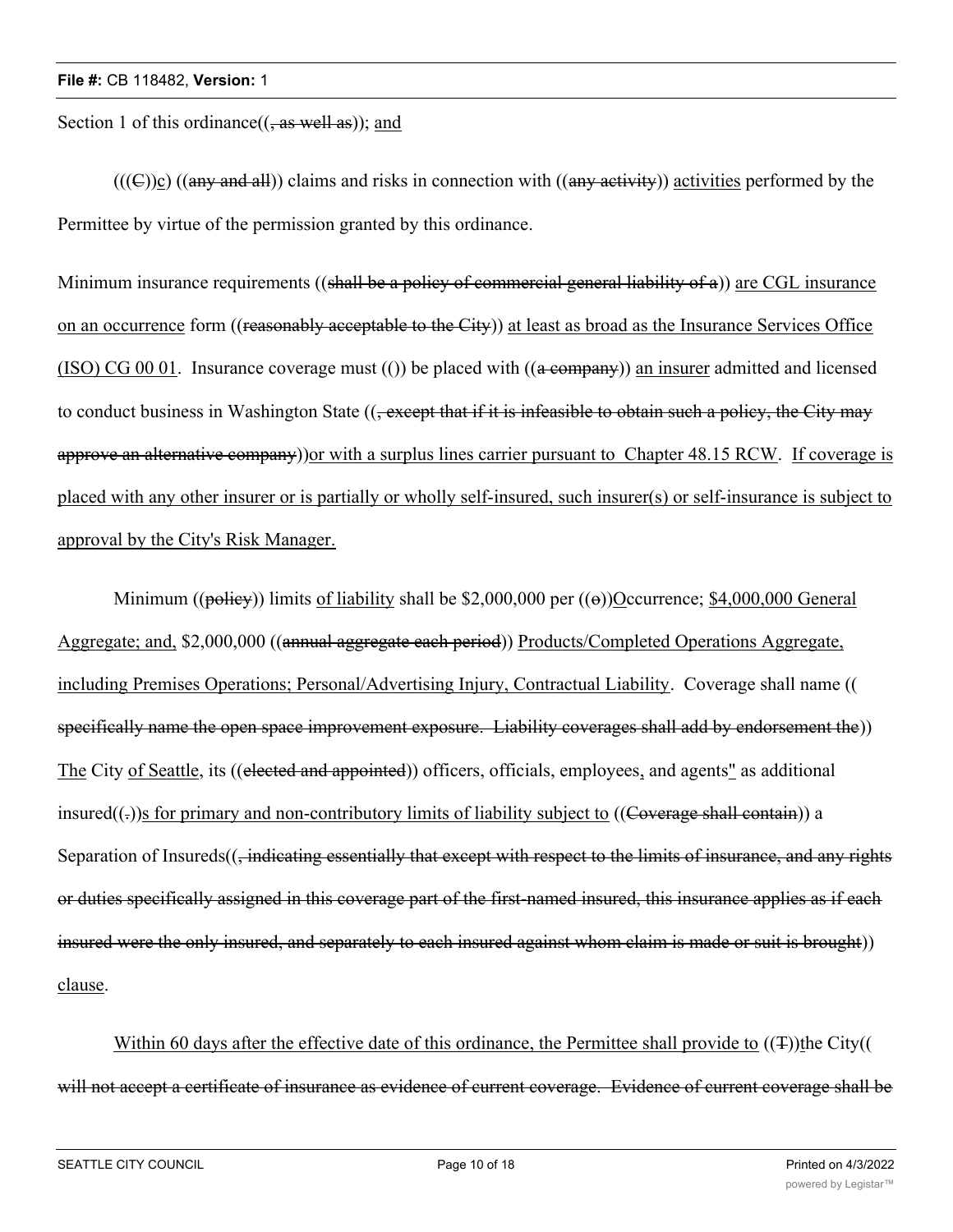Section 1 of this ordinance((~~, as well as~~)); <u>and</u>

((~~(C)~~)<u>c</u>) ((~~any and all~~)) claims and risks in connection with ((~~any activity~~)) <u>activities</u> performed by the Permittee by virtue of the permission granted by this ordinance.

Minimum insurance requirements ((~~shall be a policy of commercial general liability of a~~)) <u>are CGL insurance on an occurrence</u> form ((~~reasonably acceptable to the City~~)) <u>at least as broad as the Insurance Services Office (ISO) CG 00 01</u>. Insurance coverage must (()) be placed with ((~~a company~~)) <u>an insurer</u> admitted and licensed to conduct business in Washington State ((~~, except that if it is infeasible to obtain such a policy, the City may approve an alternative company~~))<u>or with a surplus lines carrier pursuant to Chapter 48.15 RCW</u>. <u>If coverage is placed with any other insurer or is partially or wholly self-insured, such insurer(s) or self-insurance is subject to approval by the City's Risk Manager.</u>

Minimum ((~~policy~~)) limits <u>of liability</u> shall be $2,000,000 per ((~~o~~))<u>O</u>ccurrence; <u>$4,000,000 General Aggregate; and,</u> $2,000,000 ((~~annual aggregate each period~~)) <u>Products/Completed Operations Aggregate, including Premises Operations; Personal/Advertising Injury, Contractual Liability</u>. Coverage shall name (( ~~specifically name the open space improvement exposure. Liability coverages shall add by endorsement the~~)) <u>The</u> City <u>of Seattle</u>, its ((~~elected and appointed~~)) officers, officials, employees<u>,</u> and agents<u>"</u> as additional insured((~~.~~))<u>s for primary and non-contributory limits of liability subject to</u> ((~~Coverage shall contain~~)) a Separation of Insureds((~~, indicating essentially that except with respect to the limits of insurance, and any rights or duties specifically assigned in this coverage part of the first-named insured, this insurance applies as if each insured were the only insured, and separately to each insured against whom claim is made or suit is brought~~)) <u>clause</u>.

<u>Within 60 days after the effective date of this ordinance, the Permittee shall provide to</u> ((~~T~~))<u>t</u>he City(( ~~will not accept a certificate of insurance as evidence of current coverage. Evidence of current coverage shall be~~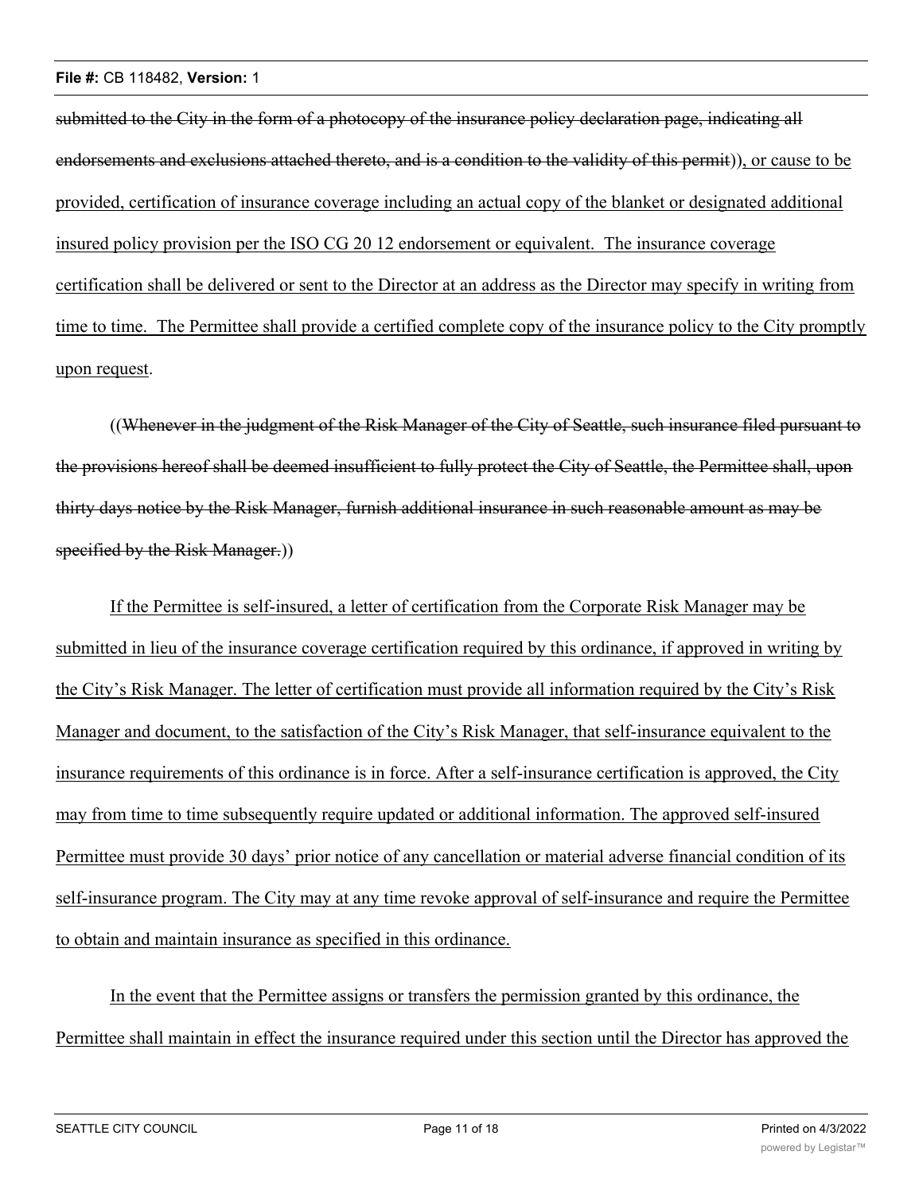~~submitted to the City in the form of a photocopy of the insurance policy declaration page, indicating all endorsements and exclusions attached thereto, and is a condition to the validity of this permit~~)), or cause to be provided, certification of insurance coverage including an actual copy of the blanket or designated additional insured policy provision per the ISO CG 20 12 endorsement or equivalent. The insurance coverage certification shall be delivered or sent to the Director at an address as the Director may specify in writing from time to time. The Permittee shall provide a certified complete copy of the insurance policy to the City promptly upon request.

((~~Whenever in the judgment of the Risk Manager of the City of Seattle, such insurance filed pursuant to the provisions hereof shall be deemed insufficient to fully protect the City of Seattle, the Permittee shall, upon thirty days notice by the Risk Manager, furnish additional insurance in such reasonable amount as may be specified by the Risk Manager.~~))

If the Permittee is self-insured, a letter of certification from the Corporate Risk Manager may be submitted in lieu of the insurance coverage certification required by this ordinance, if approved in writing by the City's Risk Manager. The letter of certification must provide all information required by the City's Risk Manager and document, to the satisfaction of the City's Risk Manager, that self-insurance equivalent to the insurance requirements of this ordinance is in force. After a self-insurance certification is approved, the City may from time to time subsequently require updated or additional information. The approved self-insured Permittee must provide 30 days' prior notice of any cancellation or material adverse financial condition of its self-insurance program. The City may at any time revoke approval of self-insurance and require the Permittee to obtain and maintain insurance as specified in this ordinance.

In the event that the Permittee assigns or transfers the permission granted by this ordinance, the Permittee shall maintain in effect the insurance required under this section until the Director has approved the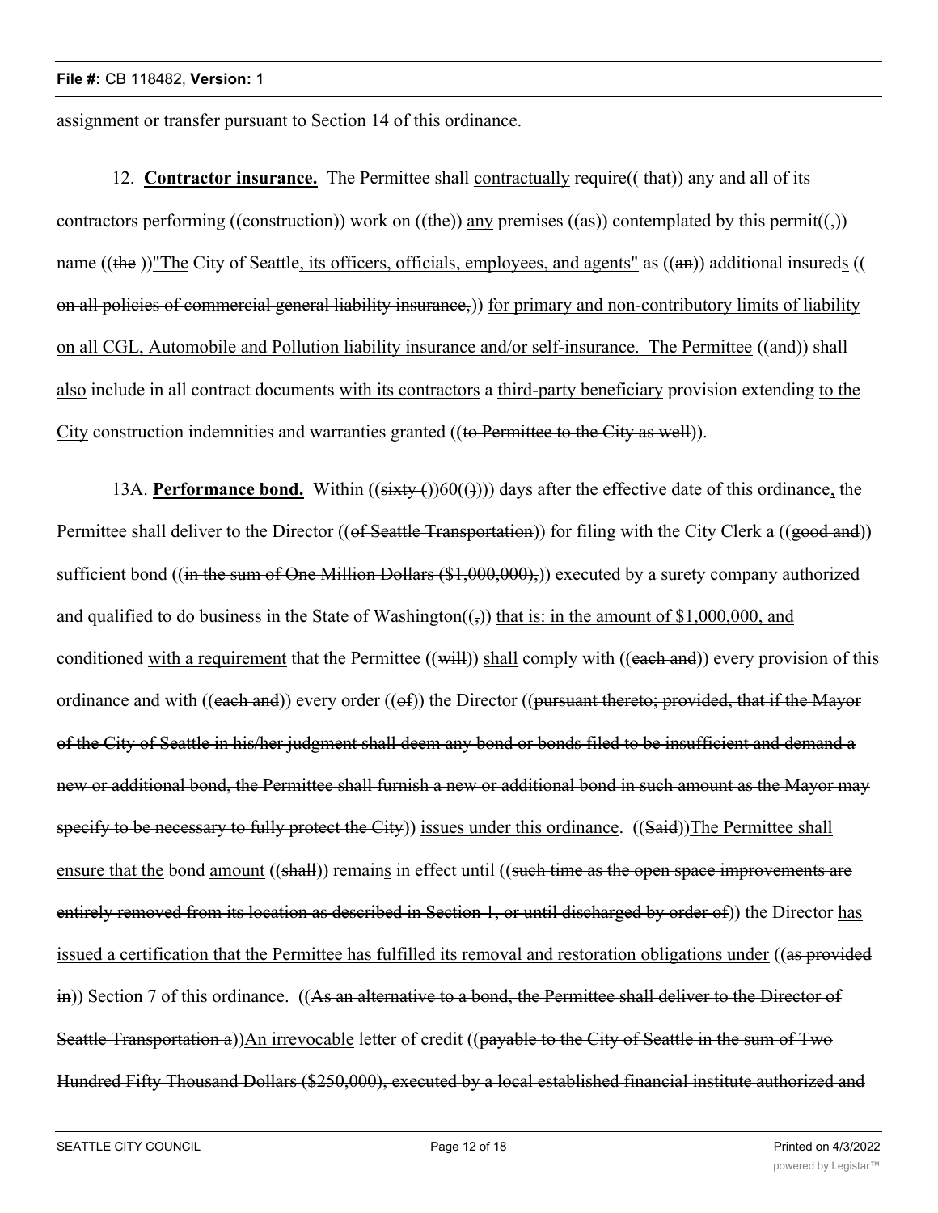assignment or transfer pursuant to Section 14 of this ordinance.

12. **Contractor insurance.** The Permittee shall contractually require(( that)) any and all of its contractors performing ((construction)) work on ((the)) any premises ((as)) contemplated by this permit((,)) name ((the ))"The City of Seattle, its officers, officials, employees, and agents" as ((an)) additional insureds (( on all policies of commercial general liability insurance,)) for primary and non-contributory limits of liability on all CGL, Automobile and Pollution liability insurance and/or self-insurance. The Permittee ((and)) shall also include in all contract documents with its contractors a third-party beneficiary provision extending to the City construction indemnities and warranties granted ((to Permittee to the City as well)).

13A. **Performance bond.** Within ((sixty ())60(()))) days after the effective date of this ordinance, the Permittee shall deliver to the Director ((of Seattle Transportation)) for filing with the City Clerk a ((good and)) sufficient bond ((in the sum of One Million Dollars ($1,000,000),)) executed by a surety company authorized and qualified to do business in the State of Washington((,)) that is: in the amount of $1,000,000, and conditioned with a requirement that the Permittee ((will)) shall comply with ((each and)) every provision of this ordinance and with ((each and)) every order ((of)) the Director ((pursuant thereto; provided, that if the Mayor of the City of Seattle in his/her judgment shall deem any bond or bonds filed to be insufficient and demand a new or additional bond, the Permittee shall furnish a new or additional bond in such amount as the Mayor may specify to be necessary to fully protect the City)) issues under this ordinance. ((Said))The Permittee shall ensure that the bond amount ((shall)) remains in effect until ((such time as the open space improvements are entirely removed from its location as described in Section 1, or until discharged by order of)) the Director has issued a certification that the Permittee has fulfilled its removal and restoration obligations under ((as provided in)) Section 7 of this ordinance. ((As an alternative to a bond, the Permittee shall deliver to the Director of Seattle Transportation a))An irrevocable letter of credit ((payable to the City of Seattle in the sum of Two Hundred Fifty Thousand Dollars ($250,000), executed by a local established financial institute authorized and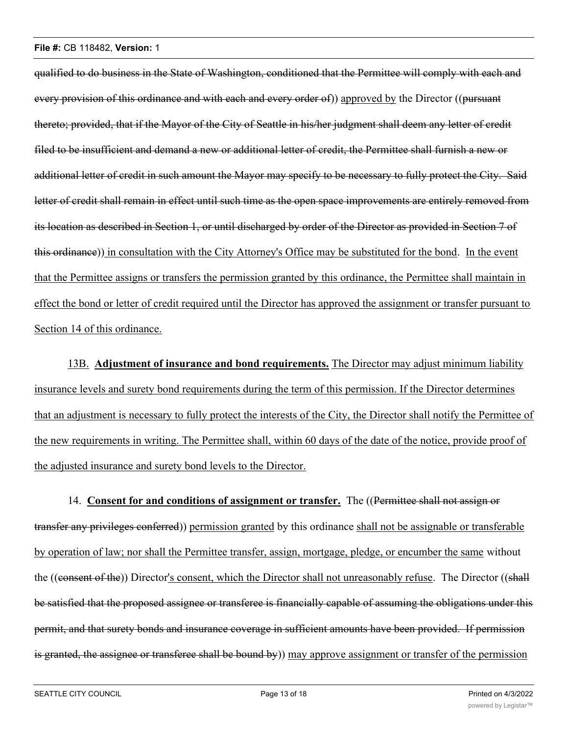~~qualified to do business in the State of Washington, conditioned that the Permittee will comply with each and every provision of this ordinance and with each and every order of~~)) <u>approved by</u> the Director ((~~pursuant thereto; provided, that if the Mayor of the City of Seattle in his/her judgment shall deem any letter of credit filed to be insufficient and demand a new or additional letter of credit, the Permittee shall furnish a new or additional letter of credit in such amount the Mayor may specify to be necessary to fully protect the City. Said letter of credit shall remain in effect until such time as the open space improvements are entirely removed from its location as described in Section 1, or until discharged by order of the Director as provided in Section 7 of this ordinance~~)) <u>in consultation with the City Attorney's Office may be substituted for the bond</u>. <u>In the event that the Permittee assigns or transfers the permission granted by this ordinance, the Permittee shall maintain in effect the bond or letter of credit required until the Director has approved the assignment or transfer pursuant to Section 14 of this ordinance.</u>

<u>13B.</u> <u>**Adjustment of insurance and bond requirements.**</u> <u>The Director may adjust minimum liability insurance levels and surety bond requirements during the term of this permission. If the Director determines that an adjustment is necessary to fully protect the interests of the City, the Director shall notify the Permittee of the new requirements in writing. The Permittee shall, within 60 days of the date of the notice, provide proof of the adjusted insurance and surety bond levels to the Director.</u>

14. <u>**Consent for and conditions of assignment or transfer.**</u> The ((~~Permittee shall not assign or transfer any privileges conferred~~)) <u>permission granted</u> by this ordinance <u>shall not be assignable or transferable by operation of law; nor shall the Permittee transfer, assign, mortgage, pledge, or encumber the same</u> without the ((~~consent of the~~)) Director<u>'s consent, which the Director shall not unreasonably refuse</u>. The Director ((~~shall be satisfied that the proposed assignee or transferee is financially capable of assuming the obligations under this permit, and that surety bonds and insurance coverage in sufficient amounts have been provided. If permission is granted, the assignee or transferee shall be bound by~~)) <u>may approve assignment or transfer of the permission</u>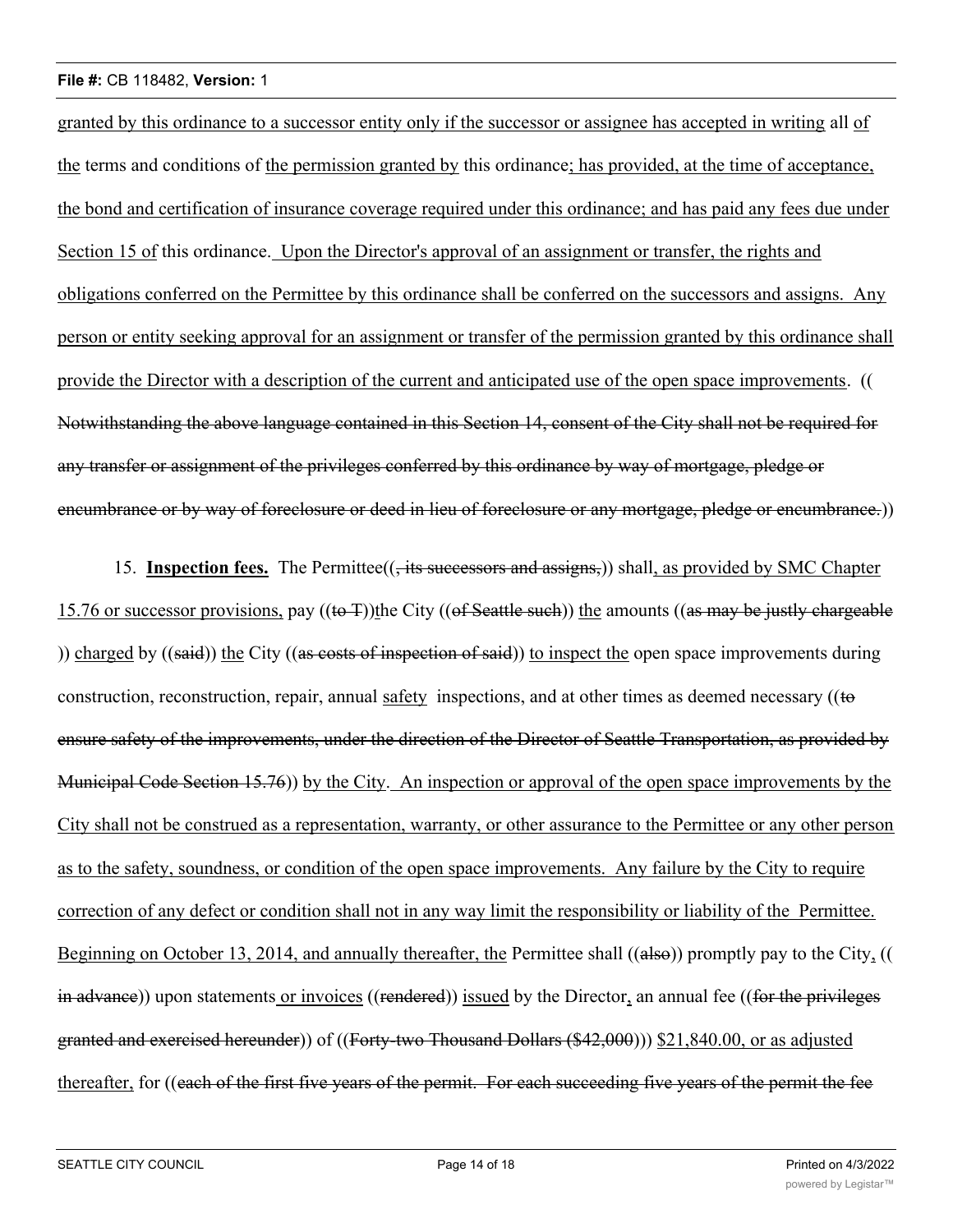granted by this ordinance to a successor entity only if the successor or assignee has accepted in writing all of the terms and conditions of the permission granted by this ordinance; has provided, at the time of acceptance, the bond and certification of insurance coverage required under this ordinance; and has paid any fees due under Section 15 of this ordinance. Upon the Director's approval of an assignment or transfer, the rights and obligations conferred on the Permittee by this ordinance shall be conferred on the successors and assigns. Any person or entity seeking approval for an assignment or transfer of the permission granted by this ordinance shall provide the Director with a description of the current and anticipated use of the open space improvements. ((Notwithstanding the above language contained in this Section 14, consent of the City shall not be required for any transfer or assignment of the privileges conferred by this ordinance by way of mortgage, pledge or encumbrance or by way of foreclosure or deed in lieu of foreclosure or any mortgage, pledge or encumbrance.))

15. **Inspection fees.** The Permittee((, its successors and assigns,)) shall, as provided by SMC Chapter 15.76 or successor provisions, pay ((to T))the City ((of Seattle such)) the amounts ((as may be justly chargeable)) charged by ((said)) the City ((as costs of inspection of said)) to inspect the open space improvements during construction, reconstruction, repair, annual safety inspections, and at other times as deemed necessary ((to ensure safety of the improvements, under the direction of the Director of Seattle Transportation, as provided by Municipal Code Section 15.76)) by the City. An inspection or approval of the open space improvements by the City shall not be construed as a representation, warranty, or other assurance to the Permittee or any other person as to the safety, soundness, or condition of the open space improvements. Any failure by the City to require correction of any defect or condition shall not in any way limit the responsibility or liability of the Permittee. Beginning on October 13, 2014, and annually thereafter, the Permittee shall ((also)) promptly pay to the City, ((in advance)) upon statements or invoices ((rendered)) issued by the Director, an annual fee ((for the privileges granted and exercised hereunder)) of ((Forty-two Thousand Dollars ($42,000))) $21,840.00, or as adjusted thereafter, for ((each of the first five years of the permit. For each succeeding five years of the permit the fee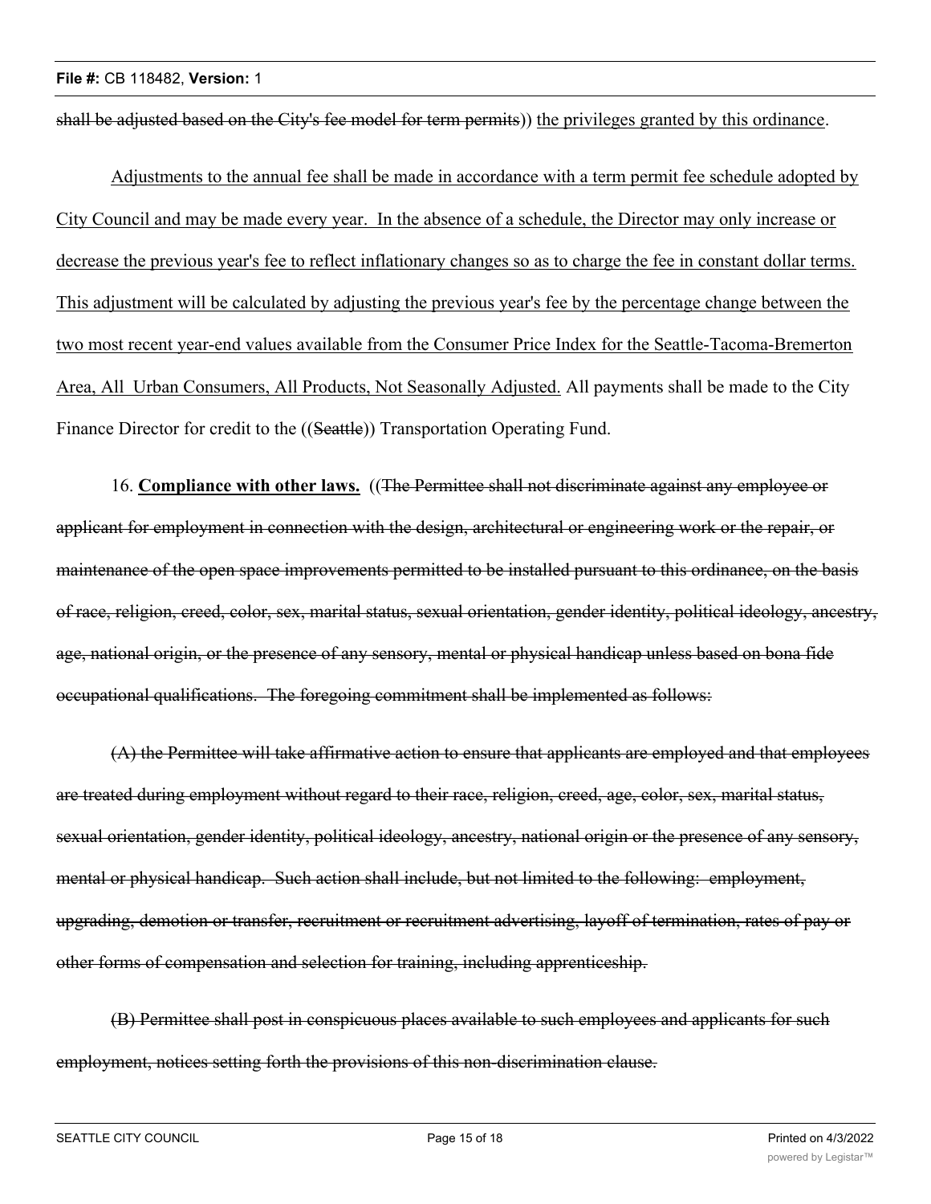~~shall be adjusted based on the City's fee model for term permits~~)) <u>the privileges granted by this ordinance</u>.

<u>Adjustments to the annual fee shall be made in accordance with a term permit fee schedule adopted by City Council and may be made every year. In the absence of a schedule, the Director may only increase or decrease the previous year's fee to reflect inflationary changes so as to charge the fee in constant dollar terms. This adjustment will be calculated by adjusting the previous year's fee by the percentage change between the two most recent year-end values available from the Consumer Price Index for the Seattle-Tacoma-Bremerton Area, All Urban Consumers, All Products, Not Seasonally Adjusted.</u> All payments shall be made to the City Finance Director for credit to the ((~~Seattle~~)) Transportation Operating Fund.

16. **<u>Compliance with other laws.</u>** ((~~The Permittee shall not discriminate against any employee or applicant for employment in connection with the design, architectural or engineering work or the repair, or maintenance of the open space improvements permitted to be installed pursuant to this ordinance, on the basis of race, religion, creed, color, sex, marital status, sexual orientation, gender identity, political ideology, ancestry, age, national origin, or the presence of any sensory, mental or physical handicap unless based on bona fide occupational qualifications. The foregoing commitment shall be implemented as follows:~~

~~(A) the Permittee will take affirmative action to ensure that applicants are employed and that employees are treated during employment without regard to their race, religion, creed, age, color, sex, marital status, sexual orientation, gender identity, political ideology, ancestry, national origin or the presence of any sensory, mental or physical handicap. Such action shall include, but not limited to the following: employment, upgrading, demotion or transfer, recruitment or recruitment advertising, layoff of termination, rates of pay or other forms of compensation and selection for training, including apprenticeship.~~

~~(B) Permittee shall post in conspicuous places available to such employees and applicants for such employment, notices setting forth the provisions of this non-discrimination clause.~~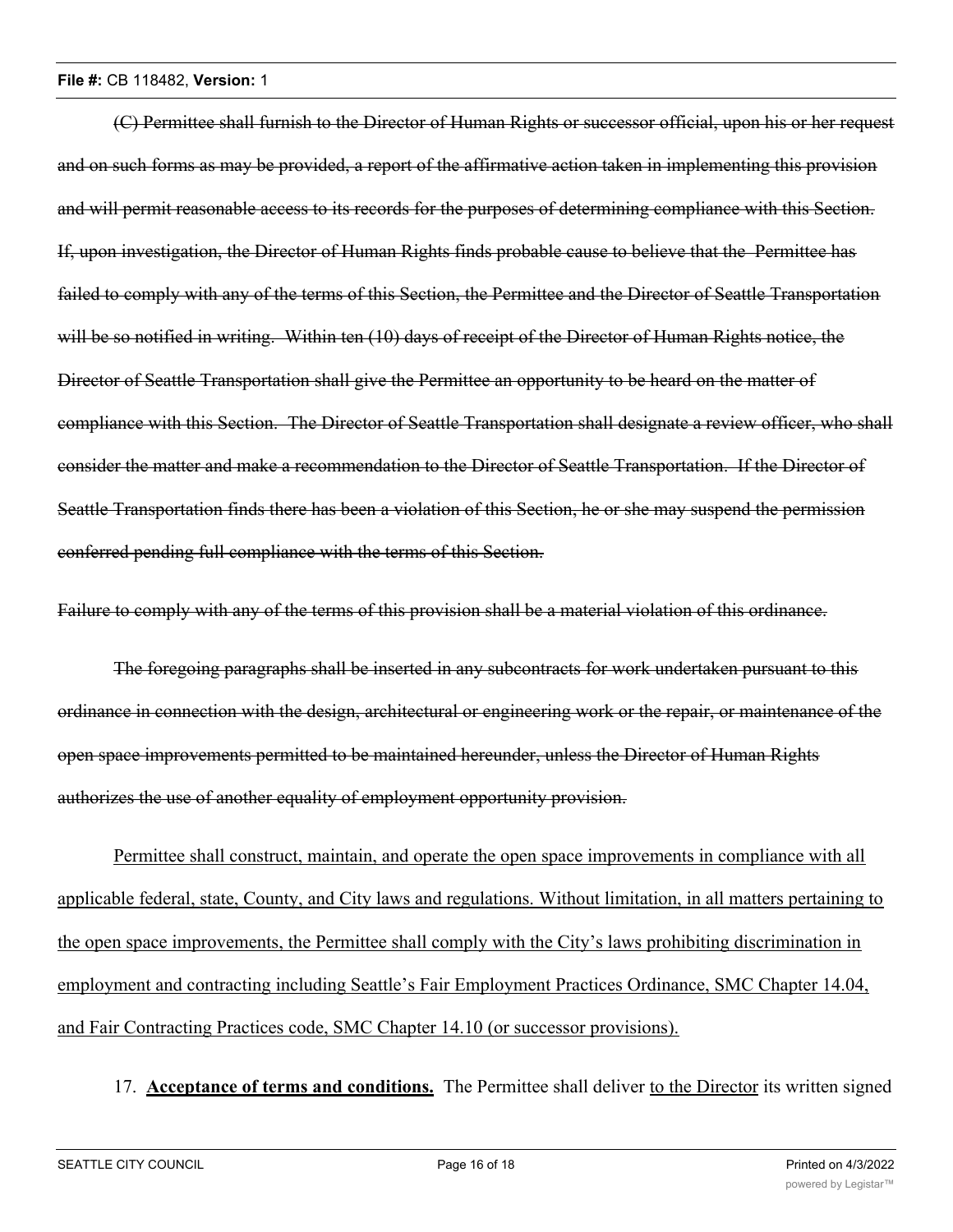~~(C) Permittee shall furnish to the Director of Human Rights or successor official, upon his or her request and on such forms as may be provided, a report of the affirmative action taken in implementing this provision and will permit reasonable access to its records for the purposes of determining compliance with this Section. If, upon investigation, the Director of Human Rights finds probable cause to believe that the Permittee has failed to comply with any of the terms of this Section, the Permittee and the Director of Seattle Transportation will be so notified in writing. Within ten (10) days of receipt of the Director of Human Rights notice, the Director of Seattle Transportation shall give the Permittee an opportunity to be heard on the matter of compliance with this Section. The Director of Seattle Transportation shall designate a review officer, who shall consider the matter and make a recommendation to the Director of Seattle Transportation. If the Director of Seattle Transportation finds there has been a violation of this Section, he or she may suspend the permission conferred pending full compliance with the terms of this Section.~~

~~Failure to comply with any of the terms of this provision shall be a material violation of this ordinance.~~

~~The foregoing paragraphs shall be inserted in any subcontracts for work undertaken pursuant to this ordinance in connection with the design, architectural or engineering work or the repair, or maintenance of the open space improvements permitted to be maintained hereunder, unless the Director of Human Rights authorizes the use of another equality of employment opportunity provision.~~

<u>Permittee shall construct, maintain, and operate the open space improvements in compliance with all applicable federal, state, County, and City laws and regulations. Without limitation, in all matters pertaining to the open space improvements, the Permittee shall comply with the City's laws prohibiting discrimination in employment and contracting including Seattle's Fair Employment Practices Ordinance, SMC Chapter 14.04, and Fair Contracting Practices code, SMC Chapter 14.10 (or successor provisions).</u>

17. **<u>Acceptance of terms and conditions.</u>** The Permittee shall deliver <u>to the Director</u> its written signed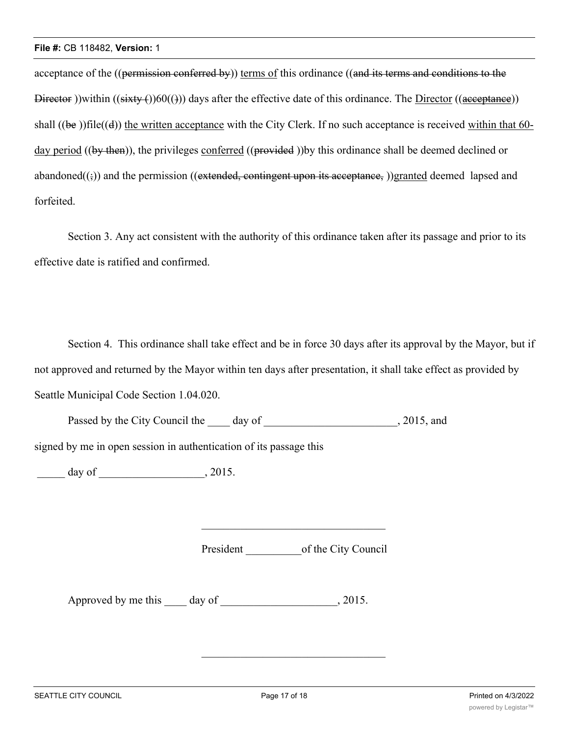acceptance of the ((~~permission conferred by~~)) <u>terms of</u> this ordinance ((~~and its terms and conditions to the Director~~ ))within ((~~sixty (~~)60((~~)~~)) days after the effective date of this ordinance. The <u>Director</u> ((~~acceptance~~)) shall ((~~be~~ ))file((~~d~~)) <u>the written acceptance</u> with the City Clerk. If no such acceptance is received <u>within that 60-day period</u> ((~~by then~~)), the privileges <u>conferred</u> ((~~provided~~ ))by this ordinance shall be deemed declined or abandoned((~~;~~)) and the permission ((~~extended, contingent upon its acceptance,~~ ))<u>granted</u> deemed lapsed and forfeited.

Section 3. Any act consistent with the authority of this ordinance taken after its passage and prior to its effective date is ratified and confirmed.

Section 4. This ordinance shall take effect and be in force 30 days after its approval by the Mayor, but if not approved and returned by the Mayor within ten days after presentation, it shall take effect as provided by Seattle Municipal Code Section 1.04.020.

Passed by the City Council the ____ day of ________________________, 2015, and signed by me in open session in authentication of its passage this

_____ day of __________________, 2015.

_________________________________

President __________of the City Council

Approved by me this ____ day of ____________________, 2015.

_________________________________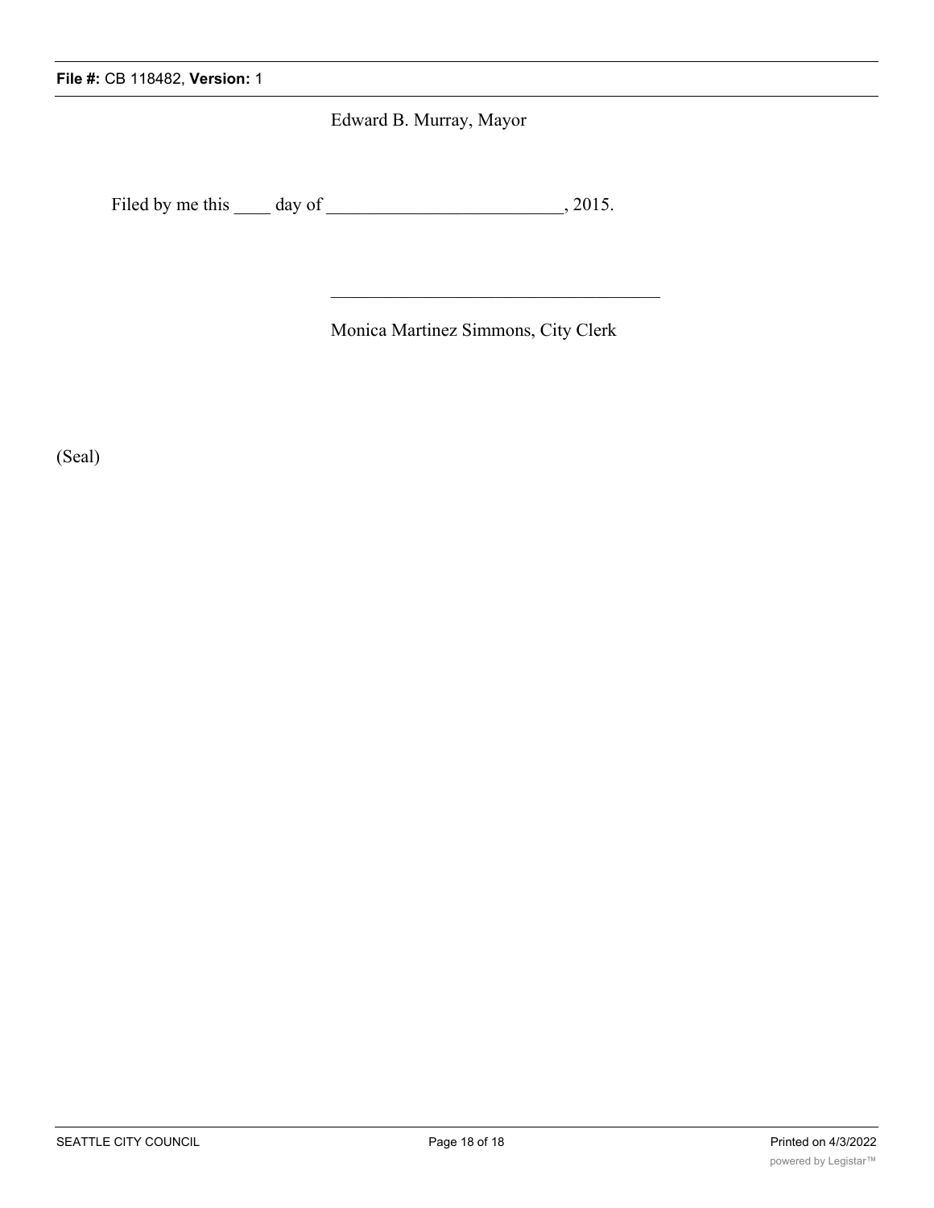Edward B. Murray, Mayor

Filed by me this ____ day of __________________________, 2015.

____________________________________

Monica Martinez Simmons, City Clerk

(Seal)